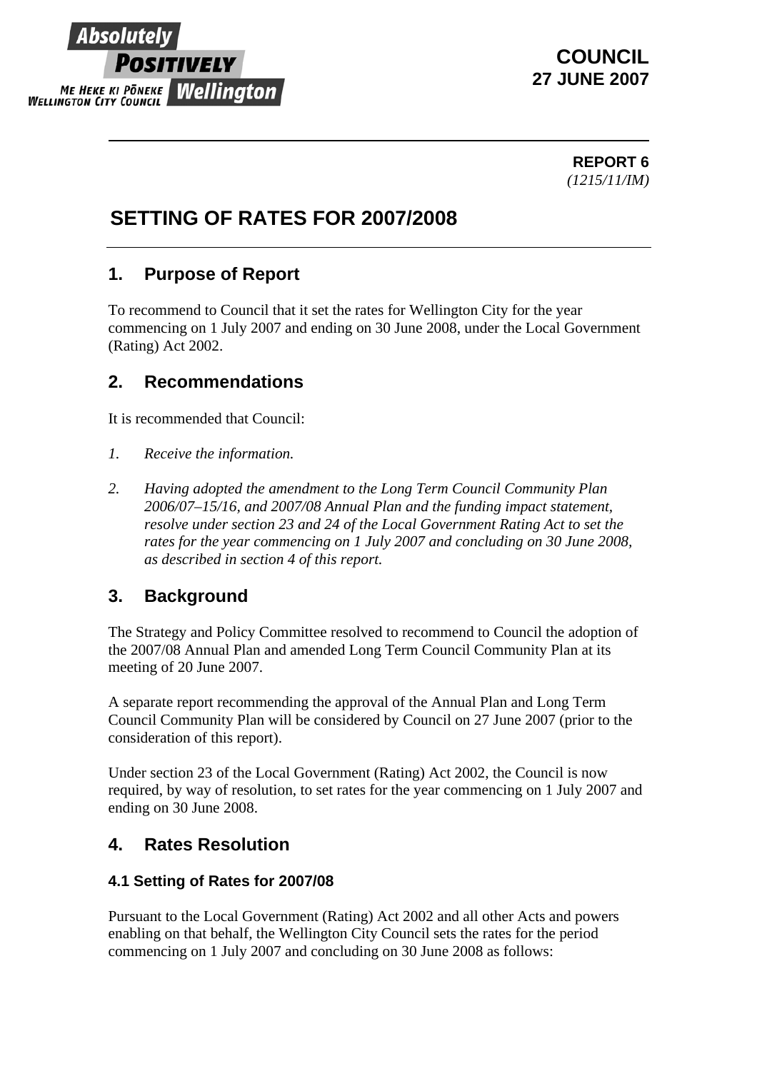Absolutely **POSITIVELY** Wellington
ME HEKE KI PŌNEKE
WELLINGTON CITY COUNCIL

**COUNCIL**
**27 JUNE 2007**

**REPORT 6**
*(1215/11/IM)*

# SETTING OF RATES FOR 2007/2008

## 1. Purpose of Report

To recommend to Council that it set the rates for Wellington City for the year commencing on 1 July 2007 and ending on 30 June 2008, under the Local Government (Rating) Act 2002.

## 2. Recommendations

It is recommended that Council:

1. *Receive the information.*

2. *Having adopted the amendment to the Long Term Council Community Plan 2006/07–15/16, and 2007/08 Annual Plan and the funding impact statement, resolve under section 23 and 24 of the Local Government Rating Act to set the rates for the year commencing on 1 July 2007 and concluding on 30 June 2008, as described in section 4 of this report.*

## 3. Background

The Strategy and Policy Committee resolved to recommend to Council the adoption of the 2007/08 Annual Plan and amended Long Term Council Community Plan at its meeting of 20 June 2007.

A separate report recommending the approval of the Annual Plan and Long Term Council Community Plan will be considered by Council on 27 June 2007 (prior to the consideration of this report).

Under section 23 of the Local Government (Rating) Act 2002, the Council is now required, by way of resolution, to set rates for the year commencing on 1 July 2007 and ending on 30 June 2008.

## 4. Rates Resolution

### 4.1 Setting of Rates for 2007/08

Pursuant to the Local Government (Rating) Act 2002 and all other Acts and powers enabling on that behalf, the Wellington City Council sets the rates for the period commencing on 1 July 2007 and concluding on 30 June 2008 as follows: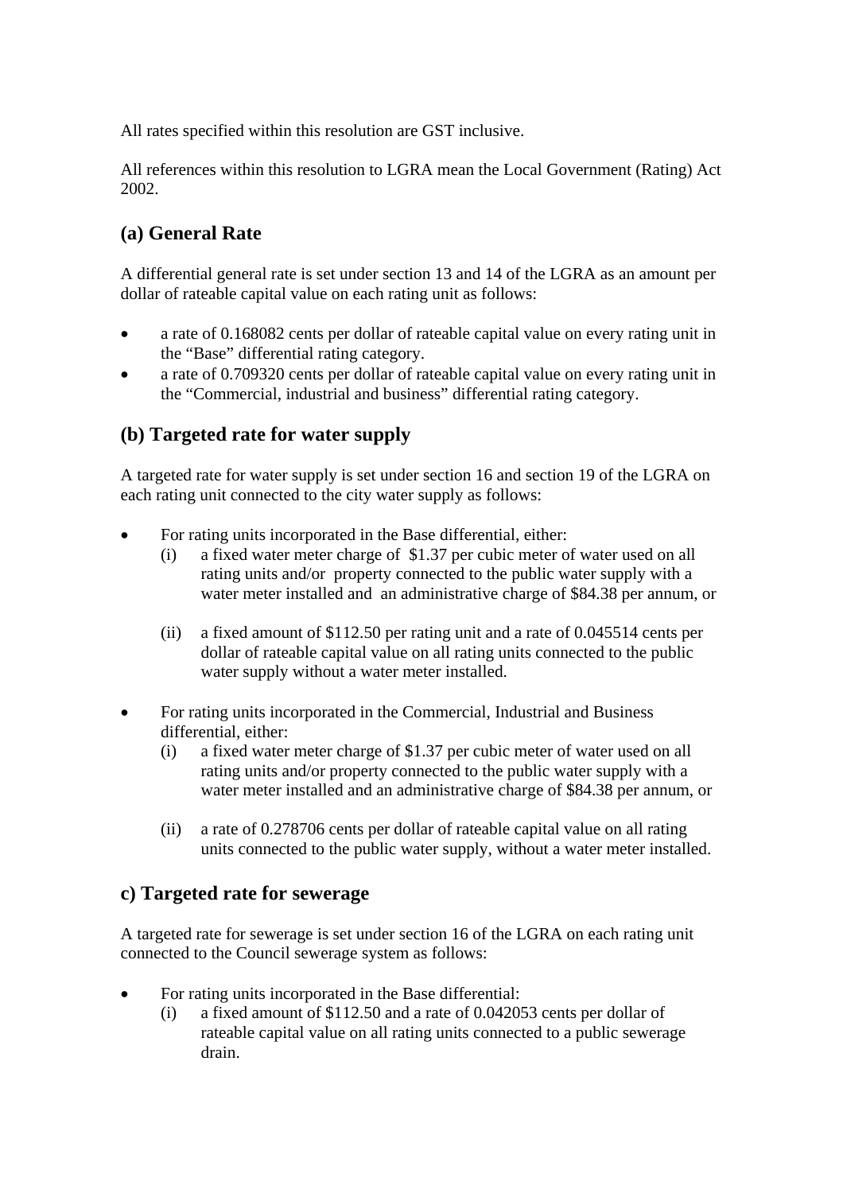All rates specified within this resolution are GST inclusive.

All references within this resolution to LGRA mean the Local Government (Rating) Act 2002.

## (a) General Rate

A differential general rate is set under section 13 and 14 of the LGRA as an amount per dollar of rateable capital value on each rating unit as follows:

- a rate of 0.168082 cents per dollar of rateable capital value on every rating unit in the "Base" differential rating category.
- a rate of 0.709320 cents per dollar of rateable capital value on every rating unit in the "Commercial, industrial and business" differential rating category.

## (b) Targeted rate for water supply

A targeted rate for water supply is set under section 16 and section 19 of the LGRA on each rating unit connected to the city water supply as follows:

- For rating units incorporated in the Base differential, either:
  - (i) a fixed water meter charge of $1.37 per cubic meter of water used on all rating units and/or property connected to the public water supply with a water meter installed and an administrative charge of $84.38 per annum, or
  - (ii) a fixed amount of $112.50 per rating unit and a rate of 0.045514 cents per dollar of rateable capital value on all rating units connected to the public water supply without a water meter installed.
- For rating units incorporated in the Commercial, Industrial and Business differential, either:
  - (i) a fixed water meter charge of $1.37 per cubic meter of water used on all rating units and/or property connected to the public water supply with a water meter installed and an administrative charge of $84.38 per annum, or
  - (ii) a rate of 0.278706 cents per dollar of rateable capital value on all rating units connected to the public water supply, without a water meter installed.

## c) Targeted rate for sewerage

A targeted rate for sewerage is set under section 16 of the LGRA on each rating unit connected to the Council sewerage system as follows:

- For rating units incorporated in the Base differential:
  - (i) a fixed amount of $112.50 and a rate of 0.042053 cents per dollar of rateable capital value on all rating units connected to a public sewerage drain.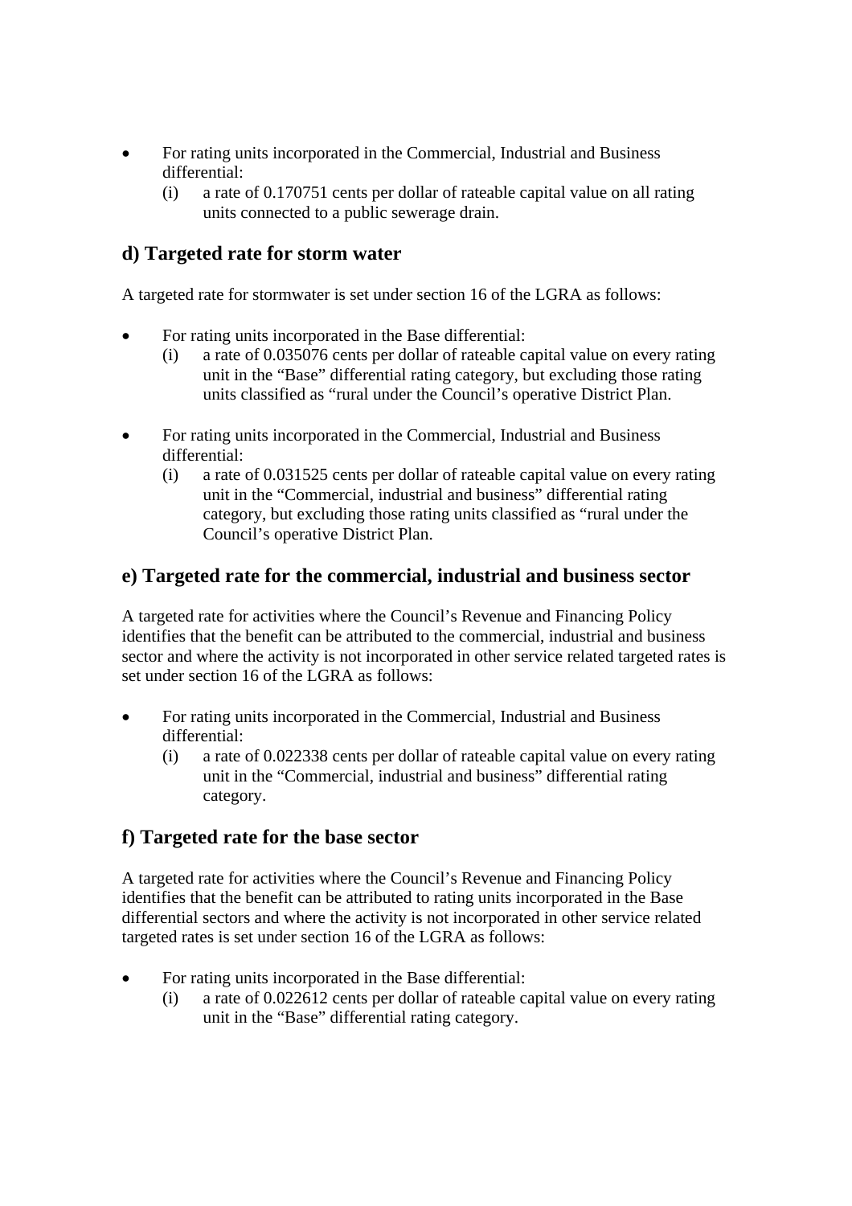- For rating units incorporated in the Commercial, Industrial and Business differential:
  (i) a rate of 0.170751 cents per dollar of rateable capital value on all rating units connected to a public sewerage drain.

## d) Targeted rate for storm water

A targeted rate for stormwater is set under section 16 of the LGRA as follows:

- For rating units incorporated in the Base differential:
  (i) a rate of 0.035076 cents per dollar of rateable capital value on every rating unit in the “Base” differential rating category, but excluding those rating units classified as “rural under the Council’s operative District Plan.

- For rating units incorporated in the Commercial, Industrial and Business differential:
  (i) a rate of 0.031525 cents per dollar of rateable capital value on every rating unit in the “Commercial, industrial and business” differential rating category, but excluding those rating units classified as “rural under the Council’s operative District Plan.

## e) Targeted rate for the commercial, industrial and business sector

A targeted rate for activities where the Council’s Revenue and Financing Policy identifies that the benefit can be attributed to the commercial, industrial and business sector and where the activity is not incorporated in other service related targeted rates is set under section 16 of the LGRA as follows:

- For rating units incorporated in the Commercial, Industrial and Business differential:
  (i) a rate of 0.022338 cents per dollar of rateable capital value on every rating unit in the “Commercial, industrial and business” differential rating category.

## f) Targeted rate for the base sector

A targeted rate for activities where the Council’s Revenue and Financing Policy identifies that the benefit can be attributed to rating units incorporated in the Base differential sectors and where the activity is not incorporated in other service related targeted rates is set under section 16 of the LGRA as follows:

- For rating units incorporated in the Base differential:
  (i) a rate of 0.022612 cents per dollar of rateable capital value on every rating unit in the “Base” differential rating category.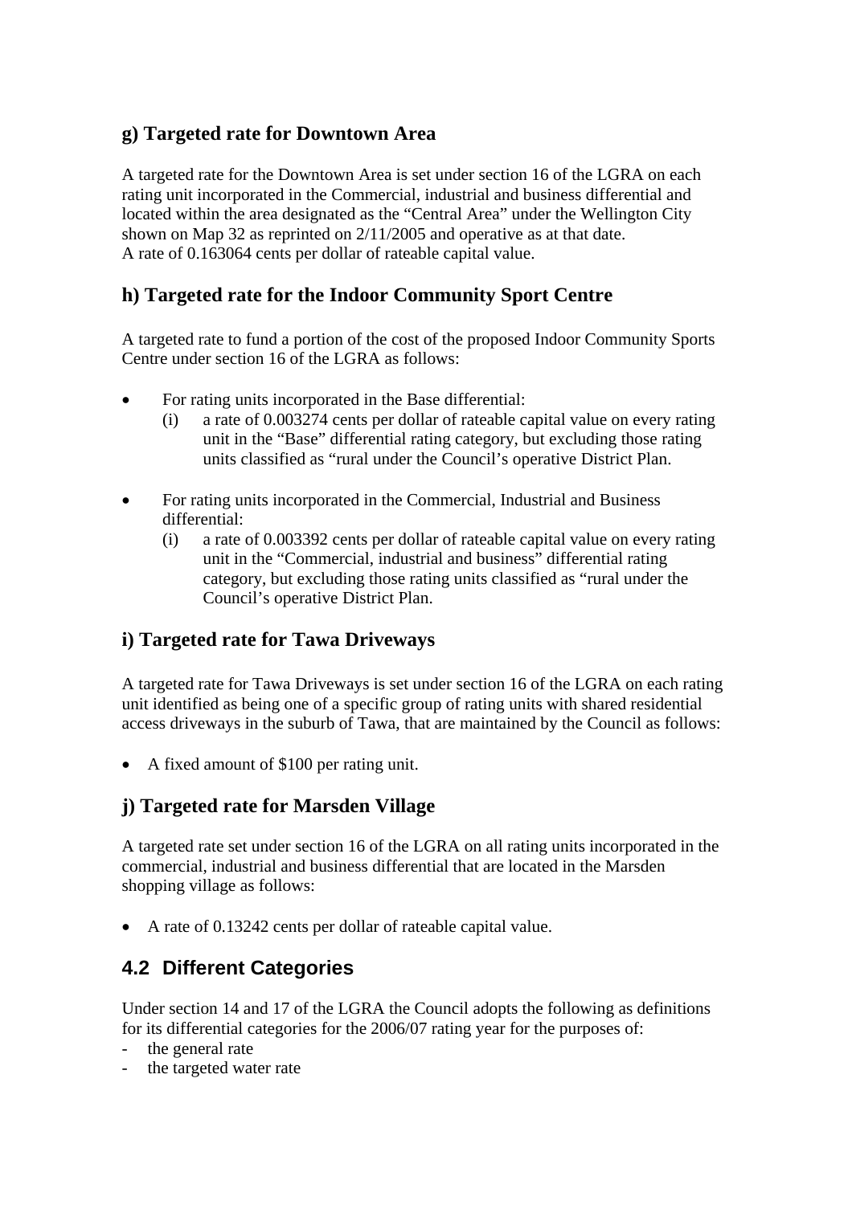### g) Targeted rate for Downtown Area

A targeted rate for the Downtown Area is set under section 16 of the LGRA on each rating unit incorporated in the Commercial, industrial and business differential and located within the area designated as the "Central Area" under the Wellington City shown on Map 32 as reprinted on 2/11/2005 and operative as at that date.
A rate of 0.163064 cents per dollar of rateable capital value.

### h) Targeted rate for the Indoor Community Sport Centre

A targeted rate to fund a portion of the cost of the proposed Indoor Community Sports Centre under section 16 of the LGRA as follows:

- For rating units incorporated in the Base differential:
  (i) a rate of 0.003274 cents per dollar of rateable capital value on every rating unit in the "Base" differential rating category, but excluding those rating units classified as "rural under the Council's operative District Plan.

- For rating units incorporated in the Commercial, Industrial and Business differential:
  (i) a rate of 0.003392 cents per dollar of rateable capital value on every rating unit in the "Commercial, industrial and business" differential rating category, but excluding those rating units classified as "rural under the Council's operative District Plan.

### i) Targeted rate for Tawa Driveways

A targeted rate for Tawa Driveways is set under section 16 of the LGRA on each rating unit identified as being one of a specific group of rating units with shared residential access driveways in the suburb of Tawa, that are maintained by the Council as follows:

- A fixed amount of $100 per rating unit.

### j) Targeted rate for Marsden Village

A targeted rate set under section 16 of the LGRA on all rating units incorporated in the commercial, industrial and business differential that are located in the Marsden shopping village as follows:

- A rate of 0.13242 cents per dollar of rateable capital value.

## 4.2 Different Categories

Under section 14 and 17 of the LGRA the Council adopts the following as definitions for its differential categories for the 2006/07 rating year for the purposes of:

- the general rate
- the targeted water rate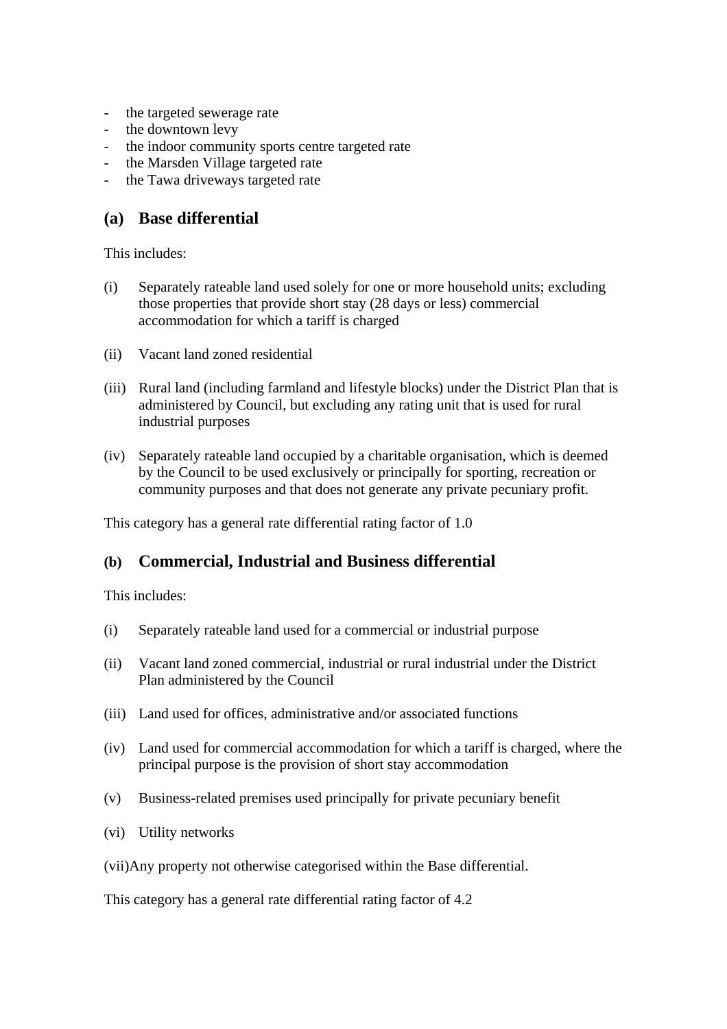- the targeted sewerage rate
- the downtown levy
- the indoor community sports centre targeted rate
- the Marsden Village targeted rate
- the Tawa driveways targeted rate

## (a) Base differential

This includes:

(i) Separately rateable land used solely for one or more household units; excluding those properties that provide short stay (28 days or less) commercial accommodation for which a tariff is charged

(ii) Vacant land zoned residential

(iii) Rural land (including farmland and lifestyle blocks) under the District Plan that is administered by Council, but excluding any rating unit that is used for rural industrial purposes

(iv) Separately rateable land occupied by a charitable organisation, which is deemed by the Council to be used exclusively or principally for sporting, recreation or community purposes and that does not generate any private pecuniary profit.

This category has a general rate differential rating factor of 1.0

## (b) Commercial, Industrial and Business differential

This includes:

(i) Separately rateable land used for a commercial or industrial purpose

(ii) Vacant land zoned commercial, industrial or rural industrial under the District Plan administered by the Council

(iii) Land used for offices, administrative and/or associated functions

(iv) Land used for commercial accommodation for which a tariff is charged, where the principal purpose is the provision of short stay accommodation

(v) Business-related premises used principally for private pecuniary benefit

(vi) Utility networks

(vii) Any property not otherwise categorised within the Base differential.

This category has a general rate differential rating factor of 4.2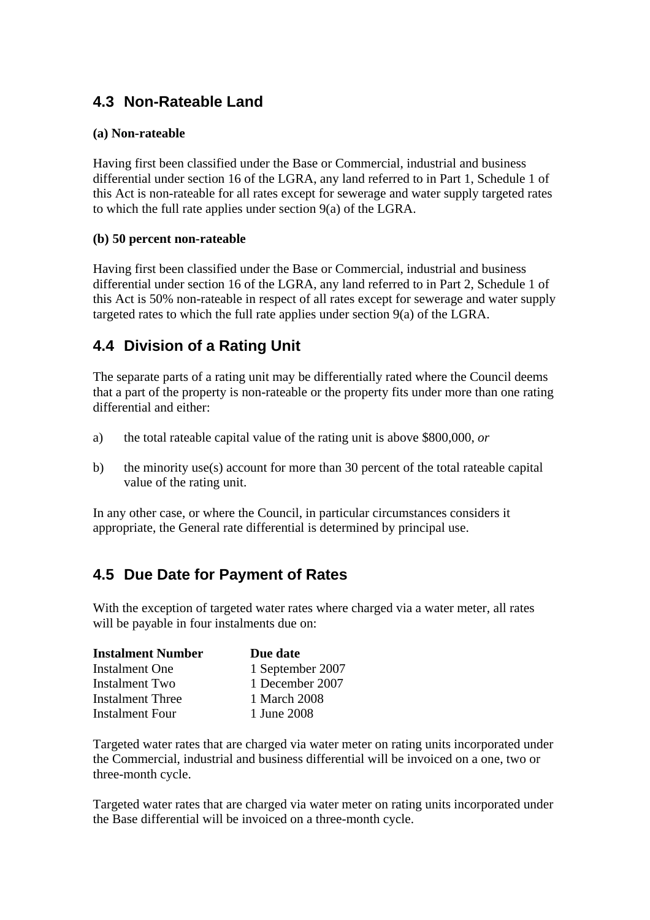## 4.3 Non-Rateable Land

**(a) Non-rateable**

Having first been classified under the Base or Commercial, industrial and business differential under section 16 of the LGRA, any land referred to in Part 1, Schedule 1 of this Act is non-rateable for all rates except for sewerage and water supply targeted rates to which the full rate applies under section 9(a) of the LGRA.

**(b) 50 percent non-rateable**

Having first been classified under the Base or Commercial, industrial and business differential under section 16 of the LGRA, any land referred to in Part 2, Schedule 1 of this Act is 50% non-rateable in respect of all rates except for sewerage and water supply targeted rates to which the full rate applies under section 9(a) of the LGRA.

## 4.4 Division of a Rating Unit

The separate parts of a rating unit may be differentially rated where the Council deems that a part of the property is non-rateable or the property fits under more than one rating differential and either:

a) the total rateable capital value of the rating unit is above $800,000, *or*

b) the minority use(s) account for more than 30 percent of the total rateable capital value of the rating unit.

In any other case, or where the Council, in particular circumstances considers it appropriate, the General rate differential is determined by principal use.

## 4.5 Due Date for Payment of Rates

With the exception of targeted water rates where charged via a water meter, all rates will be payable in four instalments due on:

| Instalment Number | Due date |
|---|---|
| Instalment One | 1 September 2007 |
| Instalment Two | 1 December 2007 |
| Instalment Three | 1 March 2008 |
| Instalment Four | 1 June 2008 |

Targeted water rates that are charged via water meter on rating units incorporated under the Commercial, industrial and business differential will be invoiced on a one, two or three-month cycle.

Targeted water rates that are charged via water meter on rating units incorporated under the Base differential will be invoiced on a three-month cycle.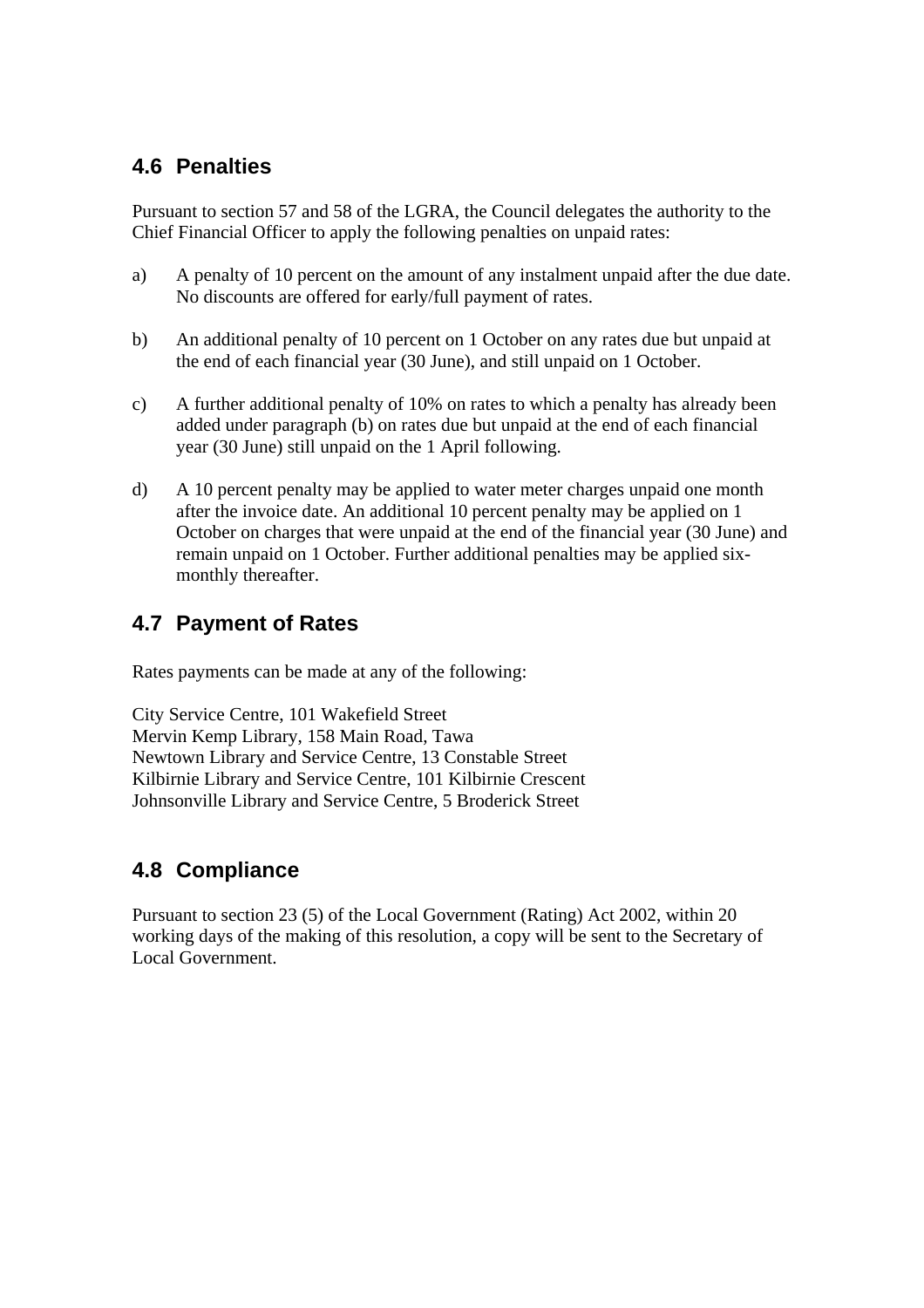## 4.6 Penalties

Pursuant to section 57 and 58 of the LGRA, the Council delegates the authority to the Chief Financial Officer to apply the following penalties on unpaid rates:

a) A penalty of 10 percent on the amount of any instalment unpaid after the due date. No discounts are offered for early/full payment of rates.

b) An additional penalty of 10 percent on 1 October on any rates due but unpaid at the end of each financial year (30 June), and still unpaid on 1 October.

c) A further additional penalty of 10% on rates to which a penalty has already been added under paragraph (b) on rates due but unpaid at the end of each financial year (30 June) still unpaid on the 1 April following.

d) A 10 percent penalty may be applied to water meter charges unpaid one month after the invoice date. An additional 10 percent penalty may be applied on 1 October on charges that were unpaid at the end of the financial year (30 June) and remain unpaid on 1 October. Further additional penalties may be applied six-monthly thereafter.

## 4.7 Payment of Rates

Rates payments can be made at any of the following:

City Service Centre, 101 Wakefield Street
Mervin Kemp Library, 158 Main Road, Tawa
Newtown Library and Service Centre, 13 Constable Street
Kilbirnie Library and Service Centre, 101 Kilbirnie Crescent
Johnsonville Library and Service Centre, 5 Broderick Street

## 4.8 Compliance

Pursuant to section 23 (5) of the Local Government (Rating) Act 2002, within 20 working days of the making of this resolution, a copy will be sent to the Secretary of Local Government.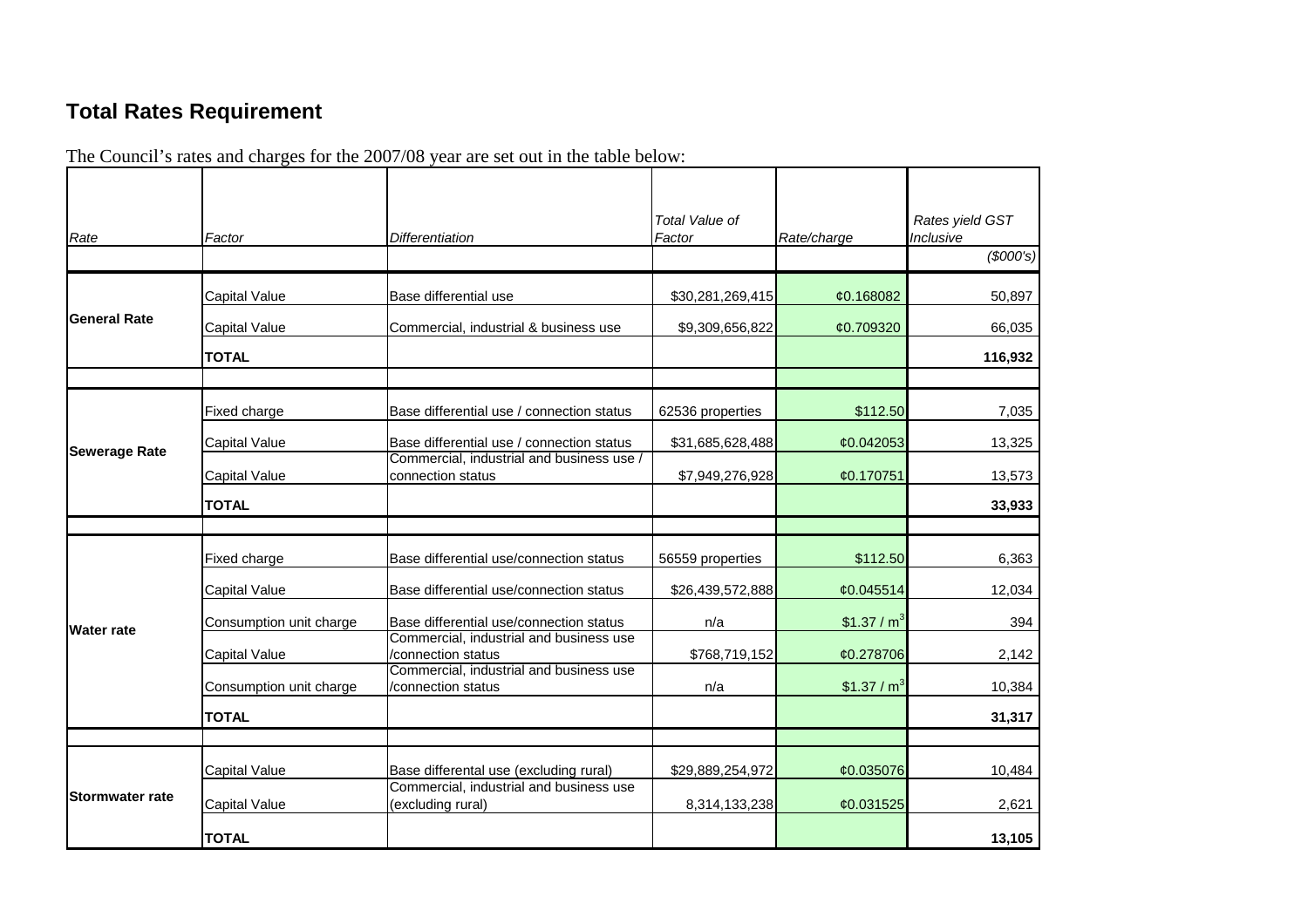## Total Rates Requirement

The Council's rates and charges for the 2007/08 year are set out in the table below:

| *Rate* | *Factor* | *Differentiation* | *Total Value of Factor* | *Rate/charge* | *Rates yield GST Inclusive* |
|---|---|---|---|---|---|
| | | | | | *($000's)* |
| **General Rate** | Capital Value | Base differential use | $30,281,269,415 | ¢0.168082 | 50,897 |
| | Capital Value | Commercial, industrial & business use | $9,309,656,822 | ¢0.709320 | 66,035 |
| | **TOTAL** | | | | **116,932** |
| **Sewerage Rate** | Fixed charge | Base differential use / connection status | 62536 properties | $112.50 | 7,035 |
| | Capital Value | Base differential use / connection status | $31,685,628,488 | ¢0.042053 | 13,325 |
| | Capital Value | Commercial, industrial and business use / connection status | $7,949,276,928 | ¢0.170751 | 13,573 |
| | **TOTAL** | | | | **33,933** |
| **Water rate** | Fixed charge | Base differential use/connection status | 56559 properties | $112.50 | 6,363 |
| | Capital Value | Base differential use/connection status | $26,439,572,888 | ¢0.045514 | 12,034 |
| | Consumption unit charge | Base differential use/connection status | n/a | $1.37 / m$^3$ | 394 |
| | Capital Value | Commercial, industrial and business use /connection status | $768,719,152 | ¢0.278706 | 2,142 |
| | Consumption unit charge | Commercial, industrial and business use /connection status | n/a | $1.37 / m$^3$ | 10,384 |
| | **TOTAL** | | | | **31,317** |
| **Stormwater rate** | Capital Value | Base differental use (excluding rural) | $29,889,254,972 | ¢0.035076 | 10,484 |
| | Capital Value | Commercial, industrial and business use (excluding rural) | 8,314,133,238 | ¢0.031525 | 2,621 |
| | **TOTAL** | | | | **13,105** |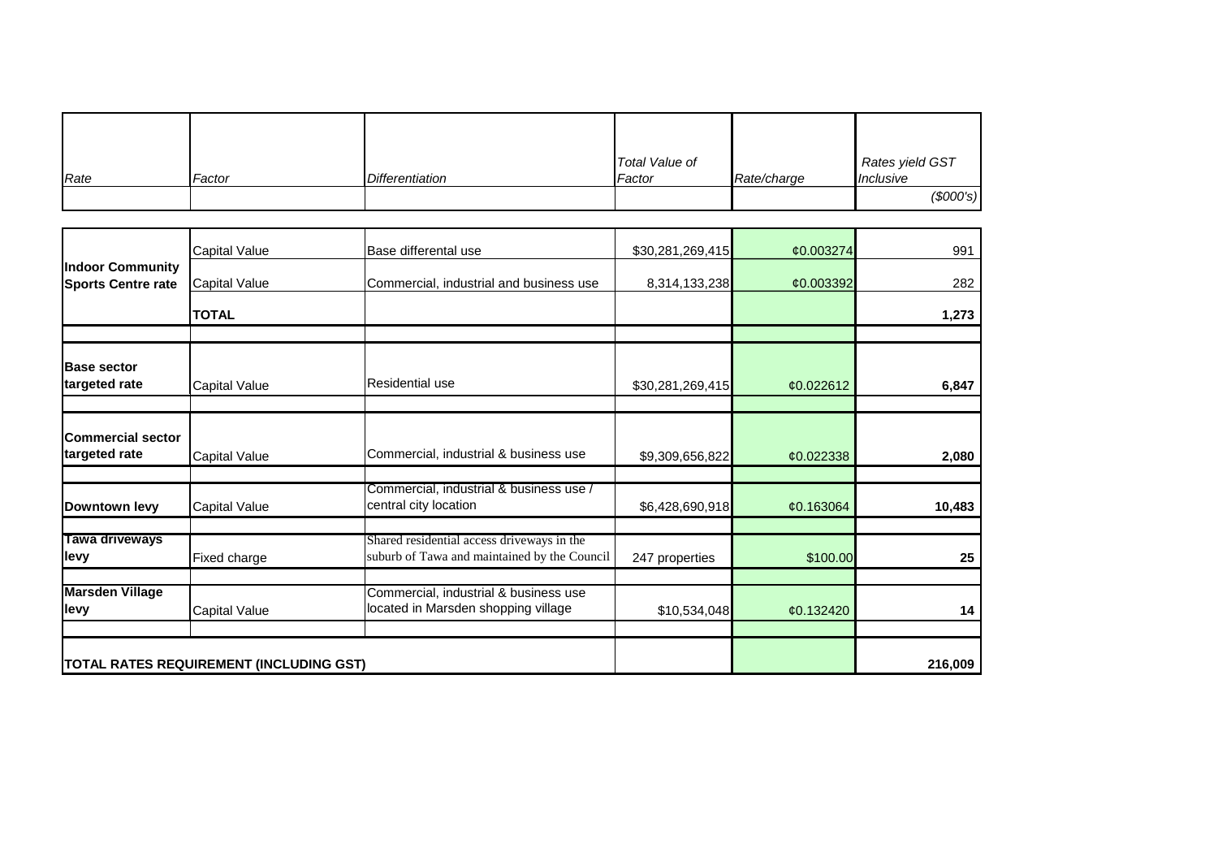| *Rate* | *Factor* | *Differentiation* | *Total Value of Factor* | *Rate/charge* | *Rates yield GST Inclusive* |
|---|---|---|---|---|---|
| | | | | | *($000's)* |
| **Indoor Community Sports Centre rate** | Capital Value | Base differental use | $30,281,269,415 | ¢0.003274 | 991 |
| | Capital Value | Commercial, industrial and business use | 8,314,133,238 | ¢0.003392 | 282 |
| | **TOTAL** | | | | **1,273** |
| **Base sector targeted rate** | Capital Value | Residential use | $30,281,269,415 | ¢0.022612 | **6,847** |
| **Commercial sector targeted rate** | Capital Value | Commercial, industrial & business use | $9,309,656,822 | ¢0.022338 | **2,080** |
| **Downtown levy** | Capital Value | Commercial, industrial & business use / central city location | $6,428,690,918 | ¢0.163064 | **10,483** |
| **Tawa driveways levy** | Fixed charge | Shared residential access driveways in the suburb of Tawa and maintained by the Council | 247 properties | $100.00 | **25** |
| **Marsden Village levy** | Capital Value | Commercial, industrial & business use located in Marsden shopping village | $10,534,048 | ¢0.132420 | **14** |
| **TOTAL RATES REQUIREMENT (INCLUDING GST)** | | | | | **216,009** |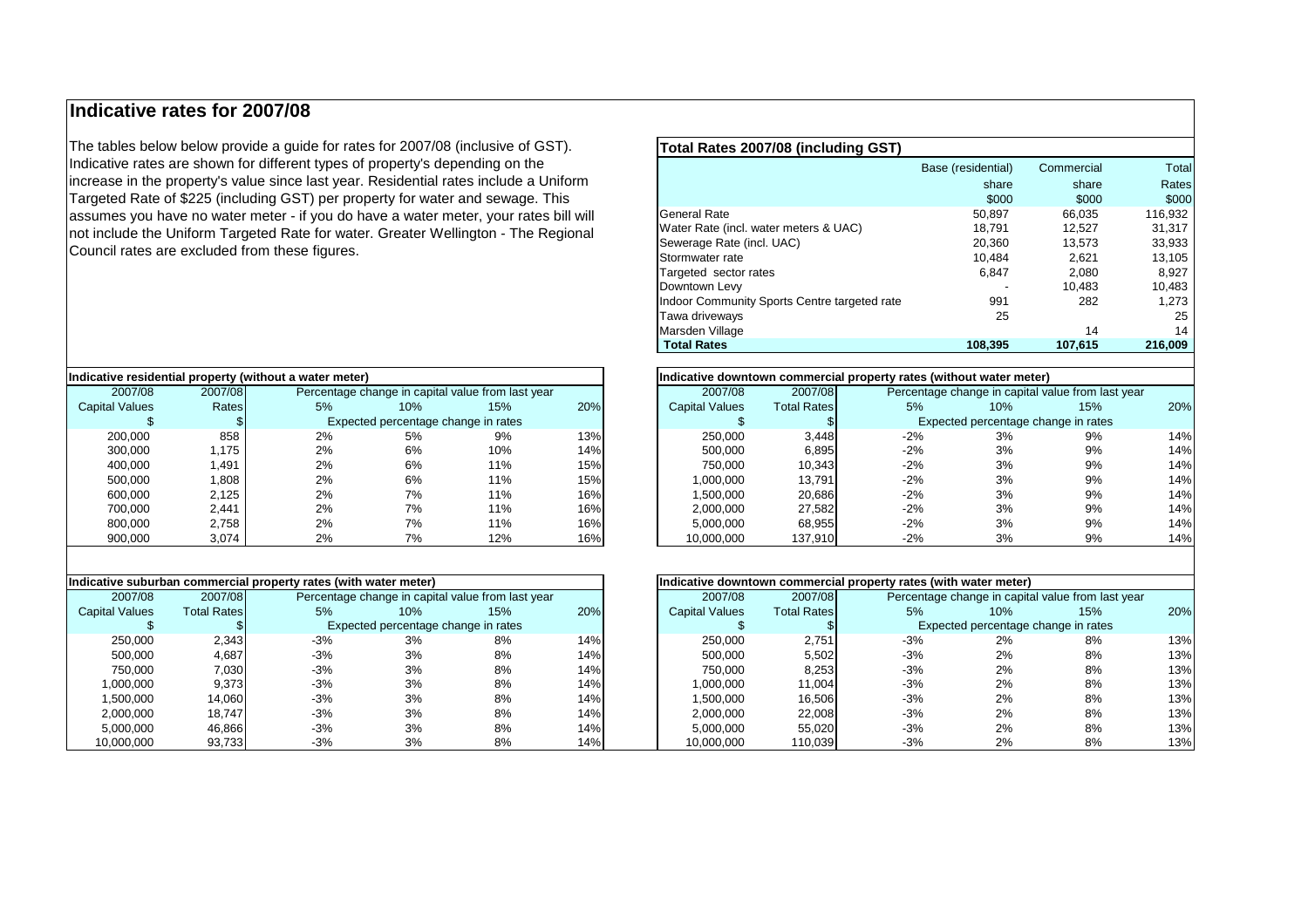## Indicative rates for 2007/08

The tables below below provide a guide for rates for 2007/08 (inclusive of GST). Indicative rates are shown for different types of property's depending on the increase in the property's value since last year. Residential rates include a Uniform Targeted Rate of $225 (including GST) per property for water and sewage. This assumes you have no water meter - if you do have a water meter, your rates bill will not include the Uniform Targeted Rate for water. Greater Wellington - The Regional Council rates are excluded from these figures.

### Total Rates 2007/08 (including GST)

| | Base (residential) share $000 | Commercial share $000 | Total Rates $000 |
|---|---|---|---|
| General Rate | 50,897 | 66,035 | 116,932 |
| Water Rate (incl. water meters & UAC) | 18,791 | 12,527 | 31,317 |
| Sewerage Rate (incl. UAC) | 20,360 | 13,573 | 33,933 |
| Stormwater rate | 10,484 | 2,621 | 13,105 |
| Targeted sector rates | 6,847 | 2,080 | 8,927 |
| Downtown Levy | - | 10,483 | 10,483 |
| Indoor Community Sports Centre targeted rate | 991 | 282 | 1,273 |
| Tawa driveways | 25 | | 25 |
| Marsden Village | | 14 | 14 |
| **Total Rates** | **108,395** | **107,615** | **216,009** |

### Indicative residential property (without a water meter)

| 2007/08 | 2007/08 | Percentage change in capital value from last year | | | |
|---|---|---|---|---|---|
| Capital Values | Rates | 5% | 10% | 15% | 20% |
| $ | $ | Expected percentage change in rates | | | |
| 200,000 | 858 | 2% | 5% | 9% | 13% |
| 300,000 | 1,175 | 2% | 6% | 10% | 14% |
| 400,000 | 1,491 | 2% | 6% | 11% | 15% |
| 500,000 | 1,808 | 2% | 6% | 11% | 15% |
| 600,000 | 2,125 | 2% | 7% | 11% | 16% |
| 700,000 | 2,441 | 2% | 7% | 11% | 16% |
| 800,000 | 2,758 | 2% | 7% | 11% | 16% |
| 900,000 | 3,074 | 2% | 7% | 12% | 16% |

### Indicative downtown commercial property rates (without water meter)

| 2007/08 | 2007/08 | Percentage change in capital value from last year | | | |
|---|---|---|---|---|---|
| Capital Values | Total Rates | 5% | 10% | 15% | 20% |
| $ | $ | Expected percentage change in rates | | | |
| 250,000 | 3,448 | -2% | 3% | 9% | 14% |
| 500,000 | 6,895 | -2% | 3% | 9% | 14% |
| 750,000 | 10,343 | -2% | 3% | 9% | 14% |
| 1,000,000 | 13,791 | -2% | 3% | 9% | 14% |
| 1,500,000 | 20,686 | -2% | 3% | 9% | 14% |
| 2,000,000 | 27,582 | -2% | 3% | 9% | 14% |
| 5,000,000 | 68,955 | -2% | 3% | 9% | 14% |
| 10,000,000 | 137,910 | -2% | 3% | 9% | 14% |

### Indicative suburban commercial property rates (with water meter)

| 2007/08 | 2007/08 | Percentage change in capital value from last year | | | |
|---|---|---|---|---|---|
| Capital Values | Total Rates | 5% | 10% | 15% | 20% |
| $ | $ | Expected percentage change in rates | | | |
| 250,000 | 2,343 | -3% | 3% | 8% | 14% |
| 500,000 | 4,687 | -3% | 3% | 8% | 14% |
| 750,000 | 7,030 | -3% | 3% | 8% | 14% |
| 1,000,000 | 9,373 | -3% | 3% | 8% | 14% |
| 1,500,000 | 14,060 | -3% | 3% | 8% | 14% |
| 2,000,000 | 18,747 | -3% | 3% | 8% | 14% |
| 5,000,000 | 46,866 | -3% | 3% | 8% | 14% |
| 10,000,000 | 93,733 | -3% | 3% | 8% | 14% |

### Indicative downtown commercial property rates (with water meter)

| 2007/08 | 2007/08 | Percentage change in capital value from last year | | | |
|---|---|---|---|---|---|
| Capital Values | Total Rates | 5% | 10% | 15% | 20% |
| $ | $ | Expected percentage change in rates | | | |
| 250,000 | 2,751 | -3% | 2% | 8% | 13% |
| 500,000 | 5,502 | -3% | 2% | 8% | 13% |
| 750,000 | 8,253 | -3% | 2% | 8% | 13% |
| 1,000,000 | 11,004 | -3% | 2% | 8% | 13% |
| 1,500,000 | 16,506 | -3% | 2% | 8% | 13% |
| 2,000,000 | 22,008 | -3% | 2% | 8% | 13% |
| 5,000,000 | 55,020 | -3% | 2% | 8% | 13% |
| 10,000,000 | 110,039 | -3% | 2% | 8% | 13% |